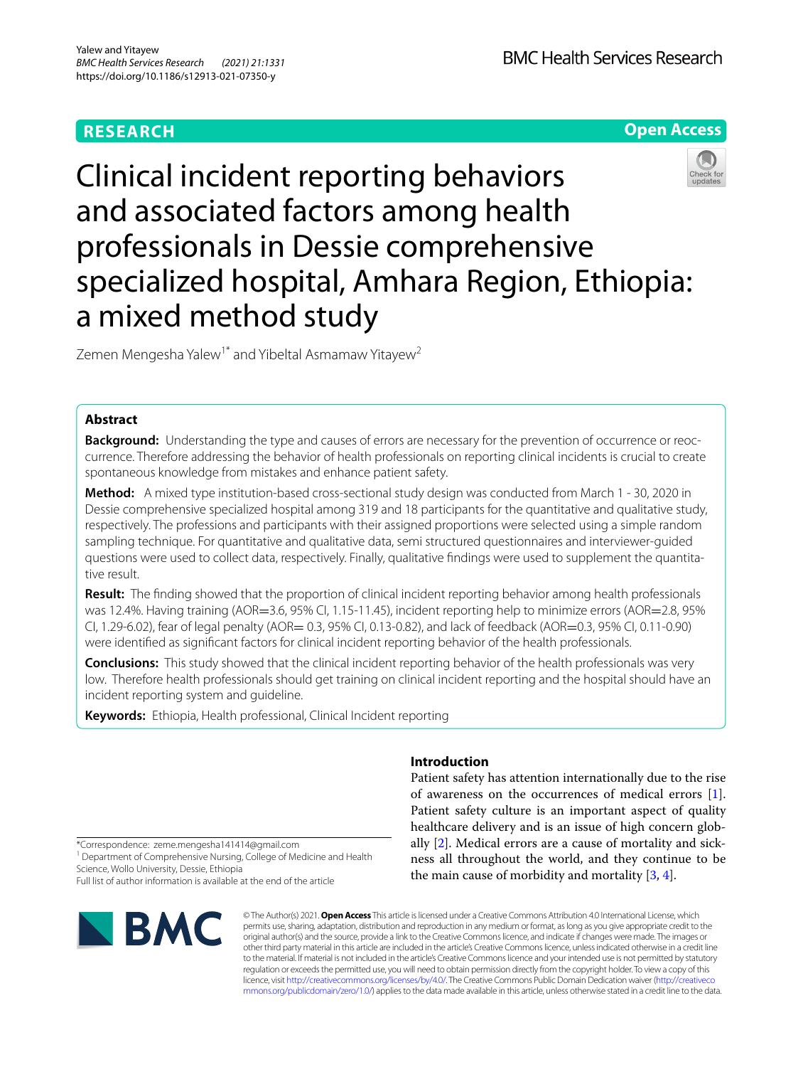**RESEARCH** **Open Access**

# Clinical incident reporting behaviors and associated factors among health professionals in Dessie comprehensive specialized hospital, Amhara Region, Ethiopia: a mixed method study

Zemen Mengesha Yalew[1*] and Yibeltal Asmamaw Yitayew[2]

## Abstract

**Background:** Understanding the type and causes of errors are necessary for the prevention of occurrence or reoccurrence. Therefore addressing the behavior of health professionals on reporting clinical incidents is crucial to create spontaneous knowledge from mistakes and enhance patient safety.

**Method:** A mixed type institution-based cross-sectional study design was conducted from March 1 - 30, 2020 in Dessie comprehensive specialized hospital among 319 and 18 participants for the quantitative and qualitative study, respectively. The professions and participants with their assigned proportions were selected using a simple random sampling technique. For quantitative and qualitative data, semi structured questionnaires and interviewer-guided questions were used to collect data, respectively. Finally, qualitative findings were used to supplement the quantitative result.

**Result:** The finding showed that the proportion of clinical incident reporting behavior among health professionals was 12.4%. Having training (AOR=3.6, 95% CI, 1.15-11.45), incident reporting help to minimize errors (AOR=2.8, 95% CI, 1.29-6.02), fear of legal penalty (AOR= 0.3, 95% CI, 0.13-0.82), and lack of feedback (AOR=0.3, 95% CI, 0.11-0.90) were identified as significant factors for clinical incident reporting behavior of the health professionals.

**Conclusions:** This study showed that the clinical incident reporting behavior of the health professionals was very low. Therefore health professionals should get training on clinical incident reporting and the hospital should have an incident reporting system and guideline.

**Keywords:** Ethiopia, Health professional, Clinical Incident reporting

## Introduction

Patient safety has attention internationally due to the rise of awareness on the occurrences of medical errors [1]. Patient safety culture is an important aspect of quality healthcare delivery and is an issue of high concern globally [2]. Medical errors are a cause of mortality and sickness all throughout the world, and they continue to be the main cause of morbidity and mortality [3, 4].

*Correspondence: zeme.mengesha141414@gmail.com
[1] Department of Comprehensive Nursing, College of Medicine and Health Science, Wollo University, Dessie, Ethiopia
Full list of author information is available at the end of the article

© The Author(s) 2021. **Open Access** This article is licensed under a Creative Commons Attribution 4.0 International License, which permits use, sharing, adaptation, distribution and reproduction in any medium or format, as long as you give appropriate credit to the original author(s) and the source, provide a link to the Creative Commons licence, and indicate if changes were made. The images or other third party material in this article are included in the article's Creative Commons licence, unless indicated otherwise in a credit line to the material. If material is not included in the article's Creative Commons licence and your intended use is not permitted by statutory regulation or exceeds the permitted use, you will need to obtain permission directly from the copyright holder. To view a copy of this licence, visit http://creativecommons.org/licenses/by/4.0/. The Creative Commons Public Domain Dedication waiver (http://creativecommons.org/publicdomain/zero/1.0/) applies to the data made available in this article, unless otherwise stated in a credit line to the data.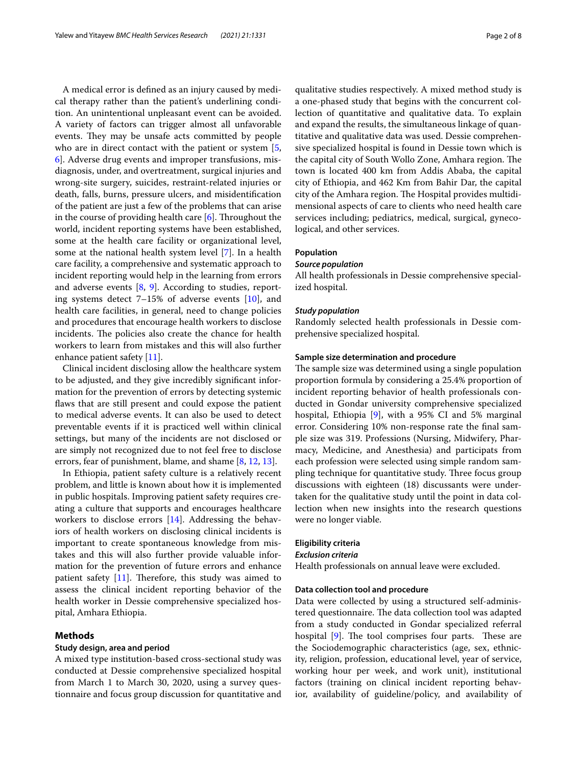A medical error is defined as an injury caused by medical therapy rather than the patient's underlining condition. An unintentional unpleasant event can be avoided. A variety of factors can trigger almost all unfavorable events. They may be unsafe acts committed by people who are in direct contact with the patient or system [5, 6]. Adverse drug events and improper transfusions, misdiagnosis, under, and overtreatment, surgical injuries and wrong-site surgery, suicides, restraint-related injuries or death, falls, burns, pressure ulcers, and misidentification of the patient are just a few of the problems that can arise in the course of providing health care [6]. Throughout the world, incident reporting systems have been established, some at the health care facility or organizational level, some at the national health system level [7]. In a health care facility, a comprehensive and systematic approach to incident reporting would help in the learning from errors and adverse events [8, 9]. According to studies, reporting systems detect 7–15% of adverse events [10], and health care facilities, in general, need to change policies and procedures that encourage health workers to disclose incidents. The policies also create the chance for health workers to learn from mistakes and this will also further enhance patient safety [11].

Clinical incident disclosing allow the healthcare system to be adjusted, and they give incredibly significant information for the prevention of errors by detecting systemic flaws that are still present and could expose the patient to medical adverse events. It can also be used to detect preventable events if it is practiced well within clinical settings, but many of the incidents are not disclosed or are simply not recognized due to not feel free to disclose errors, fear of punishment, blame, and shame [8, 12, 13].

In Ethiopia, patient safety culture is a relatively recent problem, and little is known about how it is implemented in public hospitals. Improving patient safety requires creating a culture that supports and encourages healthcare workers to disclose errors [14]. Addressing the behaviors of health workers on disclosing clinical incidents is important to create spontaneous knowledge from mistakes and this will also further provide valuable information for the prevention of future errors and enhance patient safety [11]. Therefore, this study was aimed to assess the clinical incident reporting behavior of the health worker in Dessie comprehensive specialized hospital, Amhara Ethiopia.

## Methods

### Study design, area and period

A mixed type institution-based cross-sectional study was conducted at Dessie comprehensive specialized hospital from March 1 to March 30, 2020, using a survey questionnaire and focus group discussion for quantitative and qualitative studies respectively. A mixed method study is a one-phased study that begins with the concurrent collection of quantitative and qualitative data. To explain and expand the results, the simultaneous linkage of quantitative and qualitative data was used. Dessie comprehensive specialized hospital is found in Dessie town which is the capital city of South Wollo Zone, Amhara region. The town is located 400 km from Addis Ababa, the capital city of Ethiopia, and 462 Km from Bahir Dar, the capital city of the Amhara region. The Hospital provides multidimensional aspects of care to clients who need health care services including; pediatrics, medical, surgical, gynecological, and other services.

### Population

#### *Source population*

All health professionals in Dessie comprehensive specialized hospital.

#### *Study population*

Randomly selected health professionals in Dessie comprehensive specialized hospital.

### Sample size determination and procedure

The sample size was determined using a single population proportion formula by considering a 25.4% proportion of incident reporting behavior of health professionals conducted in Gondar university comprehensive specialized hospital, Ethiopia [9], with a 95% CI and 5% marginal error. Considering 10% non-response rate the final sample size was 319. Professions (Nursing, Midwifery, Pharmacy, Medicine, and Anesthesia) and participants from each profession were selected using simple random sampling technique for quantitative study. Three focus group discussions with eighteen (18) discussants were undertaken for the qualitative study until the point in data collection when new insights into the research questions were no longer viable.

### Eligibility criteria

#### *Exclusion criteria*

Health professionals on annual leave were excluded.

### Data collection tool and procedure

Data were collected by using a structured self-administered questionnaire. The data collection tool was adapted from a study conducted in Gondar specialized referral hospital [9]. The tool comprises four parts. These are the Sociodemographic characteristics (age, sex, ethnicity, religion, profession, educational level, year of service, working hour per week, and work unit), institutional factors (training on clinical incident reporting behavior, availability of guideline/policy, and availability of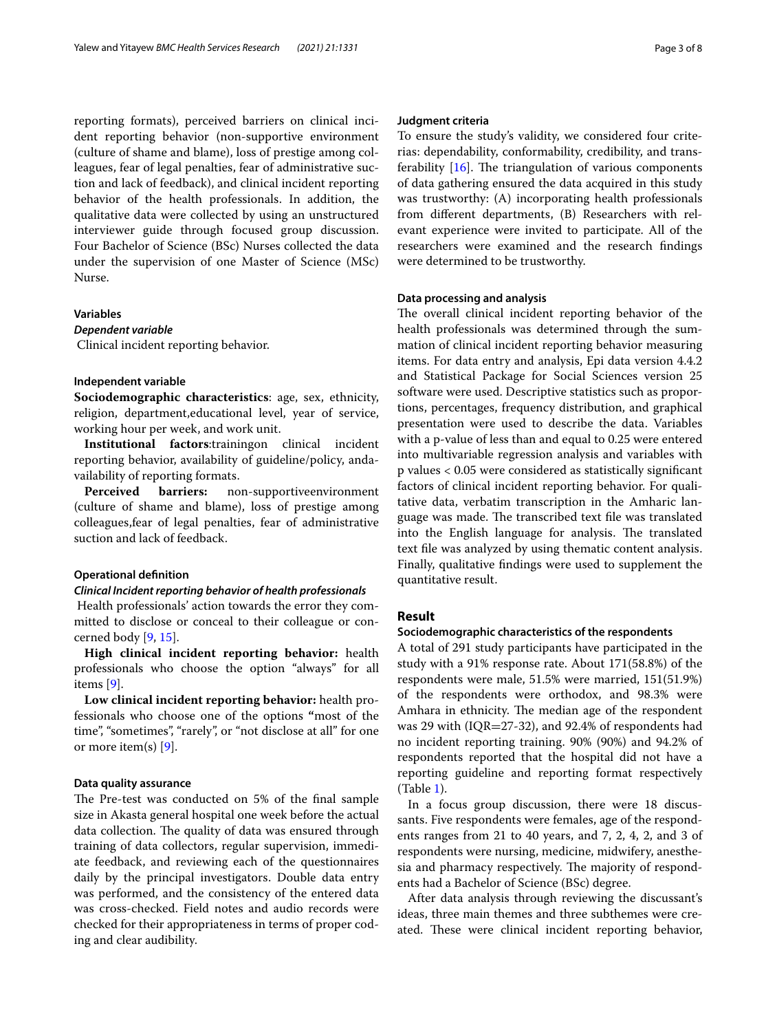reporting formats), perceived barriers on clinical incident reporting behavior (non-supportive environment (culture of shame and blame), loss of prestige among colleagues, fear of legal penalties, fear of administrative suction and lack of feedback), and clinical incident reporting behavior of the health professionals. In addition, the qualitative data were collected by using an unstructured interviewer guide through focused group discussion. Four Bachelor of Science (BSc) Nurses collected the data under the supervision of one Master of Science (MSc) Nurse.

### Variables

#### *Dependent variable*

Clinical incident reporting behavior.

#### Independent variable

**Sociodemographic characteristics**: age, sex, ethnicity, religion, department,educational level, year of service, working hour per week, and work unit.

**Institutional factors**:trainingon clinical incident reporting behavior, availability of guideline/policy, andavailability of reporting formats.

**Perceived barriers:** non-supportiveenvironment (culture of shame and blame), loss of prestige among colleagues,fear of legal penalties, fear of administrative suction and lack of feedback.

### Operational definition

#### *Clinical Incident reporting behavior of health professionals*

Health professionals' action towards the error they committed to disclose or conceal to their colleague or concerned body [9, 15].

**High clinical incident reporting behavior:** health professionals who choose the option "always" for all items [9].

**Low clinical incident reporting behavior:** health professionals who choose one of the options **"**most of the time", "sometimes", "rarely", or "not disclose at all" for one or more item(s) [9].

### Data quality assurance

The Pre-test was conducted on 5% of the final sample size in Akasta general hospital one week before the actual data collection. The quality of data was ensured through training of data collectors, regular supervision, immediate feedback, and reviewing each of the questionnaires daily by the principal investigators. Double data entry was performed, and the consistency of the entered data was cross-checked. Field notes and audio records were checked for their appropriateness in terms of proper coding and clear audibility.

### Judgment criteria

To ensure the study's validity, we considered four criterias: dependability, conformability, credibility, and transferability [16]. The triangulation of various components of data gathering ensured the data acquired in this study was trustworthy: (A) incorporating health professionals from different departments, (B) Researchers with relevant experience were invited to participate. All of the researchers were examined and the research findings were determined to be trustworthy.

### Data processing and analysis

The overall clinical incident reporting behavior of the health professionals was determined through the summation of clinical incident reporting behavior measuring items. For data entry and analysis, Epi data version 4.4.2 and Statistical Package for Social Sciences version 25 software were used. Descriptive statistics such as proportions, percentages, frequency distribution, and graphical presentation were used to describe the data. Variables with a p-value of less than and equal to 0.25 were entered into multivariable regression analysis and variables with p values $< 0.05$ were considered as statistically significant factors of clinical incident reporting behavior. For qualitative data, verbatim transcription in the Amharic language was made. The transcribed text file was translated into the English language for analysis. The translated text file was analyzed by using thematic content analysis. Finally, qualitative findings were used to supplement the quantitative result.

## Result

### Sociodemographic characteristics of the respondents

A total of 291 study participants have participated in the study with a 91% response rate. About 171(58.8%) of the respondents were male, 51.5% were married, 151(51.9%) of the respondents were orthodox, and 98.3% were Amhara in ethnicity. The median age of the respondent was 29 with (IQR=27-32), and 92.4% of respondents had no incident reporting training. 90% (90%) and 94.2% of respondents reported that the hospital did not have a reporting guideline and reporting format respectively (Table 1).

In a focus group discussion, there were 18 discussants. Five respondents were females, age of the respondents ranges from 21 to 40 years, and 7, 2, 4, 2, and 3 of respondents were nursing, medicine, midwifery, anesthesia and pharmacy respectively. The majority of respondents had a Bachelor of Science (BSc) degree.

After data analysis through reviewing the discussant's ideas, three main themes and three subthemes were created. These were clinical incident reporting behavior,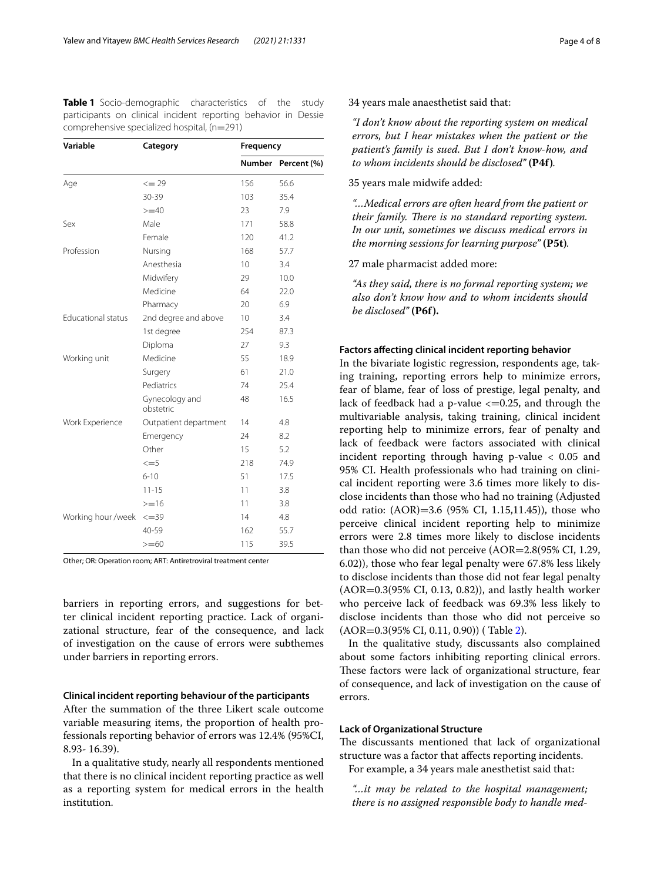**Table 1** Socio-demographic characteristics of the study participants on clinical incident reporting behavior in Dessie comprehensive specialized hospital, (n=291)

| Variable | Category | Frequency | |
|---|---|---|---|
| | | Number | Percent (%) |
| Age | <= 29 | 156 | 56.6 |
| | 30-39 | 103 | 35.4 |
| | >=40 | 23 | 7.9 |
| Sex | Male | 171 | 58.8 |
| | Female | 120 | 41.2 |
| Profession | Nursing | 168 | 57.7 |
| | Anesthesia | 10 | 3.4 |
| | Midwifery | 29 | 10.0 |
| | Medicine | 64 | 22.0 |
| | Pharmacy | 20 | 6.9 |
| Educational status | 2nd degree and above | 10 | 3.4 |
| | 1st degree | 254 | 87.3 |
| | Diploma | 27 | 9.3 |
| Working unit | Medicine | 55 | 18.9 |
| | Surgery | 61 | 21.0 |
| | Pediatrics | 74 | 25.4 |
| | Gynecology and obstetric | 48 | 16.5 |
| Work Experience | Outpatient department | 14 | 4.8 |
| | Emergency | 24 | 8.2 |
| | Other | 15 | 5.2 |
| | <=5 | 218 | 74.9 |
| | 6-10 | 51 | 17.5 |
| | 11-15 | 11 | 3.8 |
| | >=16 | 11 | 3.8 |
| Working hour /week | <=39 | 14 | 4.8 |
| | 40-59 | 162 | 55.7 |
| | >=60 | 115 | 39.5 |

Other; OR: Operation room; ART: Antiretroviral treatment center

barriers in reporting errors, and suggestions for better clinical incident reporting practice. Lack of organizational structure, fear of the consequence, and lack of investigation on the cause of errors were subthemes under barriers in reporting errors.

#### Clinical incident reporting behaviour of the participants

After the summation of the three Likert scale outcome variable measuring items, the proportion of health professionals reporting behavior of errors was 12.4% (95%CI, 8.93- 16.39).

In a qualitative study, nearly all respondents mentioned that there is no clinical incident reporting practice as well as a reporting system for medical errors in the health institution.

34 years male anaesthetist said that:

*"I don't know about the reporting system on medical errors, but I hear mistakes when the patient or the patient's family is sued. But I don't know-how, and to whom incidents should be disclosed"* **(P4f)**.

35 years male midwife added:

*"…Medical errors are often heard from the patient or their family. There is no standard reporting system. In our unit, sometimes we discuss medical errors in the morning sessions for learning purpose"* **(P5t)**.

27 male pharmacist added more:

*"As they said, there is no formal reporting system; we also don't know how and to whom incidents should be disclosed"* **(P6f).**

#### Factors affecting clinical incident reporting behavior

In the bivariate logistic regression, respondents age, taking training, reporting errors help to minimize errors, fear of blame, fear of loss of prestige, legal penalty, and lack of feedback had a p-value <=0.25, and through the multivariable analysis, taking training, clinical incident reporting help to minimize errors, fear of penalty and lack of feedback were factors associated with clinical incident reporting through having p-value < 0.05 and 95% CI. Health professionals who had training on clinical incident reporting were 3.6 times more likely to disclose incidents than those who had no training (Adjusted odd ratio: (AOR)=3.6 (95% CI, 1.15,11.45)), those who perceive clinical incident reporting help to minimize errors were 2.8 times more likely to disclose incidents than those who did not perceive (AOR=2.8(95% CI, 1.29, 6.02)), those who fear legal penalty were 67.8% less likely to disclose incidents than those did not fear legal penalty (AOR=0.3(95% CI, 0.13, 0.82)), and lastly health worker who perceive lack of feedback was 69.3% less likely to disclose incidents than those who did not perceive so (AOR=0.3(95% CI, 0.11, 0.90)) ( Table 2).

In the qualitative study, discussants also complained about some factors inhibiting reporting clinical errors. These factors were lack of organizational structure, fear of consequence, and lack of investigation on the cause of errors.

#### Lack of Organizational Structure

The discussants mentioned that lack of organizational structure was a factor that affects reporting incidents.

For example, a 34 years male anesthetist said that:

*"…it may be related to the hospital management; there is no assigned responsible body to handle med-*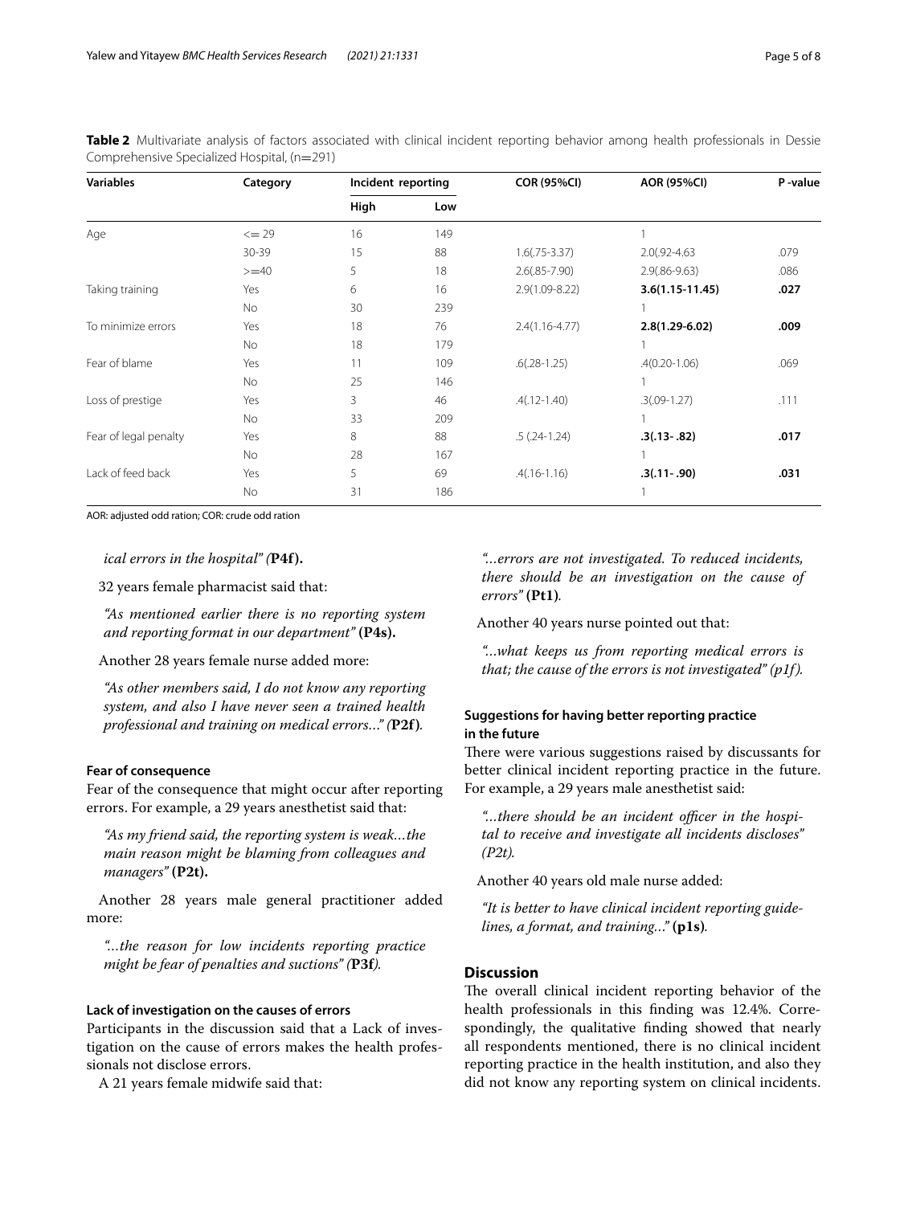**Table 2** Multivariate analysis of factors associated with clinical incident reporting behavior among health professionals in Dessie Comprehensive Specialized Hospital, (n=291)

| Variables | Category | Incident reporting | | COR (95%CI) | AOR (95%CI) | P -value |
|---|---|---|---|---|---|---|
| | | High | Low | | | |
| Age | <= 29 | 16 | 149 | | 1 | |
| | 30-39 | 15 | 88 | 1.6(.75-3.37) | 2.0(.92-4.63 | .079 |
| | >=40 | 5 | 18 | 2.6(.85-7.90) | 2.9(.86-9.63) | .086 |
| Taking training | Yes | 6 | 16 | 2.9(1.09-8.22) | **3.6(1.15-11.45)** | **.027** |
| | No | 30 | 239 | | 1 | |
| To minimize errors | Yes | 18 | 76 | 2.4(1.16-4.77) | **2.8(1.29-6.02)** | **.009** |
| | No | 18 | 179 | | 1 | |
| Fear of blame | Yes | 11 | 109 | .6(.28-1.25) | .4(0.20-1.06) | .069 |
| | No | 25 | 146 | | 1 | |
| Loss of prestige | Yes | 3 | 46 | .4(.12-1.40) | .3(.09-1.27) | .111 |
| | No | 33 | 209 | | 1 | |
| Fear of legal penalty | Yes | 8 | 88 | .5 (.24-1.24) | **.3(.13-.82)** | **.017** |
| | No | 28 | 167 | | 1 | |
| Lack of feed back | Yes | 5 | 69 | .4(.16-1.16) | **.3(.11-.90)** | **.031** |
| | No | 31 | 186 | | 1 | |

AOR: adjusted odd ration; COR: crude odd ration

*ical errors in the hospital" (***P4f).**

32 years female pharmacist said that:

*"As mentioned earlier there is no reporting system and reporting format in our department"* **(P4s).**

Another 28 years female nurse added more:

*"As other members said, I do not know any reporting system, and also I have never seen a trained health professional and training on medical errors..." (***P2f***).*

#### Fear of consequence

Fear of the consequence that might occur after reporting errors. For example, a 29 years anesthetist said that:

*"As my friend said, the reporting system is weak…the main reason might be blaming from colleagues and managers"* **(P2t).**

Another 28 years male general practitioner added more:

*"...the reason for low incidents reporting practice might be fear of penalties and suctions" (***P3f***).*

#### Lack of investigation on the causes of errors

Participants in the discussion said that a Lack of investigation on the cause of errors makes the health professionals not disclose errors.

A 21 years female midwife said that:

*"...errors are not investigated. To reduced incidents, there should be an investigation on the cause of errors"* **(Pt1)***.*

Another 40 years nurse pointed out that:

*"...what keeps us from reporting medical errors is that; the cause of the errors is not investigated" (p1f).*

#### Suggestions for having better reporting practice in the future

There were various suggestions raised by discussants for better clinical incident reporting practice in the future. For example, a 29 years male anesthetist said:

*"...there should be an incident officer in the hospital to receive and investigate all incidents discloses" (P2t).*

Another 40 years old male nurse added:

*"It is better to have clinical incident reporting guidelines, a format, and training..."* **(p1s)***.*

## Discussion

The overall clinical incident reporting behavior of the health professionals in this finding was 12.4%. Correspondingly, the qualitative finding showed that nearly all respondents mentioned, there is no clinical incident reporting practice in the health institution, and also they did not know any reporting system on clinical incidents.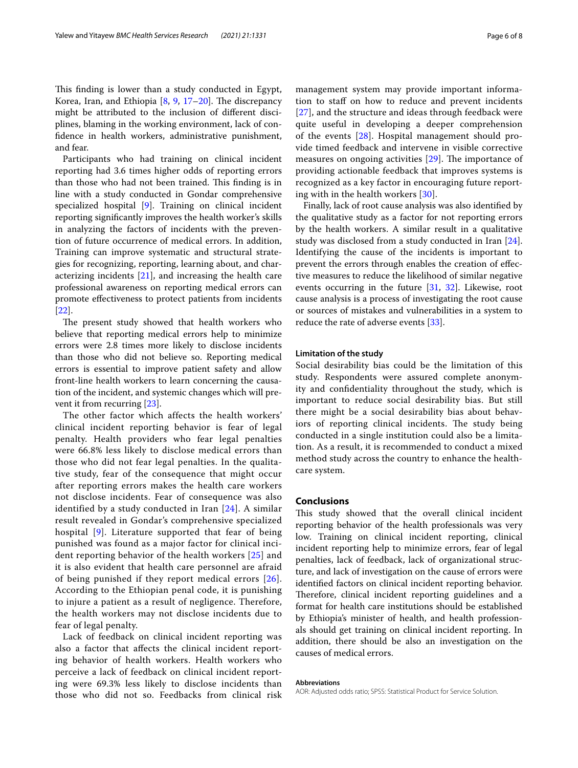This finding is lower than a study conducted in Egypt, Korea, Iran, and Ethiopia [8, 9, 17–20]. The discrepancy might be attributed to the inclusion of different disciplines, blaming in the working environment, lack of confidence in health workers, administrative punishment, and fear.

Participants who had training on clinical incident reporting had 3.6 times higher odds of reporting errors than those who had not been trained. This finding is in line with a study conducted in Gondar comprehensive specialized hospital [9]. Training on clinical incident reporting significantly improves the health worker's skills in analyzing the factors of incidents with the prevention of future occurrence of medical errors. In addition, Training can improve systematic and structural strategies for recognizing, reporting, learning about, and characterizing incidents [21], and increasing the health care professional awareness on reporting medical errors can promote effectiveness to protect patients from incidents [22].

The present study showed that health workers who believe that reporting medical errors help to minimize errors were 2.8 times more likely to disclose incidents than those who did not believe so. Reporting medical errors is essential to improve patient safety and allow front-line health workers to learn concerning the causation of the incident, and systemic changes which will prevent it from recurring [23].

The other factor which affects the health workers' clinical incident reporting behavior is fear of legal penalty. Health providers who fear legal penalties were 66.8% less likely to disclose medical errors than those who did not fear legal penalties. In the qualitative study, fear of the consequence that might occur after reporting errors makes the health care workers not disclose incidents. Fear of consequence was also identified by a study conducted in Iran [24]. A similar result revealed in Gondar's comprehensive specialized hospital [9]. Literature supported that fear of being punished was found as a major factor for clinical incident reporting behavior of the health workers [25] and it is also evident that health care personnel are afraid of being punished if they report medical errors [26]. According to the Ethiopian penal code, it is punishing to injure a patient as a result of negligence. Therefore, the health workers may not disclose incidents due to fear of legal penalty.

Lack of feedback on clinical incident reporting was also a factor that affects the clinical incident reporting behavior of health workers. Health workers who perceive a lack of feedback on clinical incident reporting were 69.3% less likely to disclose incidents than those who did not so. Feedbacks from clinical risk management system may provide important information to staff on how to reduce and prevent incidents [27], and the structure and ideas through feedback were quite useful in developing a deeper comprehension of the events [28]. Hospital management should provide timed feedback and intervene in visible corrective measures on ongoing activities [29]. The importance of providing actionable feedback that improves systems is recognized as a key factor in encouraging future reporting with in the health workers [30].

Finally, lack of root cause analysis was also identified by the qualitative study as a factor for not reporting errors by the health workers. A similar result in a qualitative study was disclosed from a study conducted in Iran [24]. Identifying the cause of the incidents is important to prevent the errors through enables the creation of effective measures to reduce the likelihood of similar negative events occurring in the future [31, 32]. Likewise, root cause analysis is a process of investigating the root cause or sources of mistakes and vulnerabilities in a system to reduce the rate of adverse events [33].

### Limitation of the study

Social desirability bias could be the limitation of this study. Respondents were assured complete anonymity and confidentiality throughout the study, which is important to reduce social desirability bias. But still there might be a social desirability bias about behaviors of reporting clinical incidents. The study being conducted in a single institution could also be a limitation. As a result, it is recommended to conduct a mixed method study across the country to enhance the healthcare system.

## Conclusions

This study showed that the overall clinical incident reporting behavior of the health professionals was very low. Training on clinical incident reporting, clinical incident reporting help to minimize errors, fear of legal penalties, lack of feedback, lack of organizational structure, and lack of investigation on the cause of errors were identified factors on clinical incident reporting behavior. Therefore, clinical incident reporting guidelines and a format for health care institutions should be established by Ethiopia's minister of health, and health professionals should get training on clinical incident reporting. In addition, there should be also an investigation on the causes of medical errors.

#### Abbreviations

AOR: Adjusted odds ratio; SPSS: Statistical Product for Service Solution.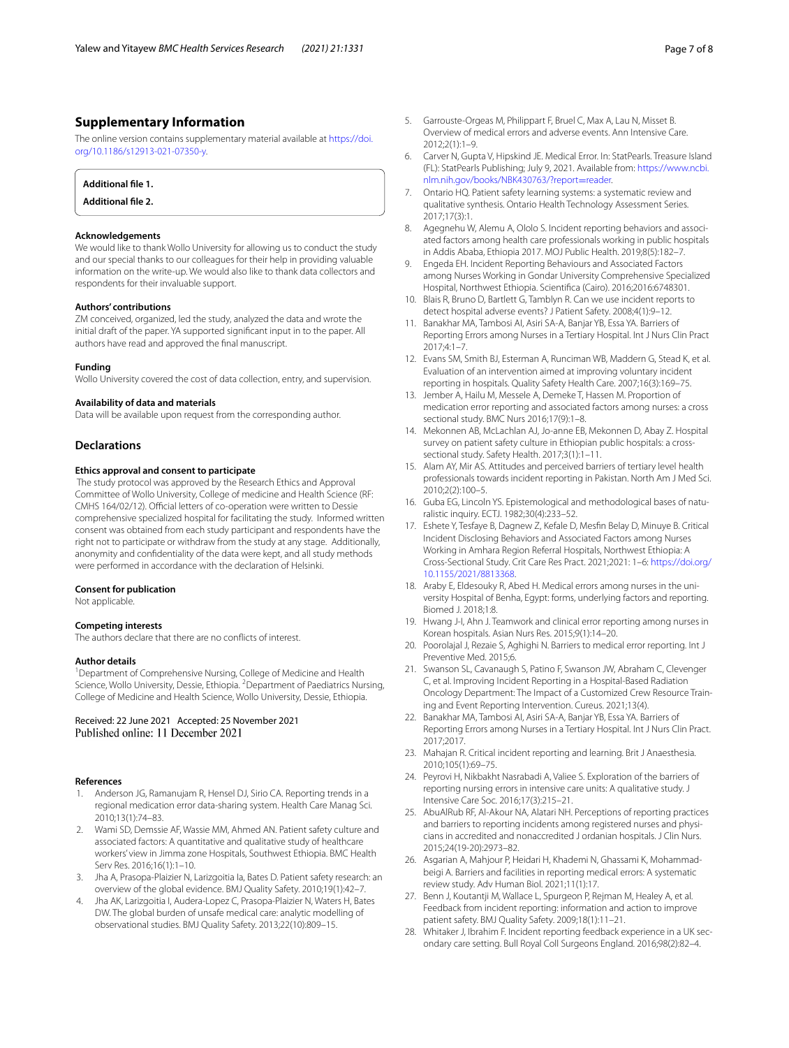## Supplementary Information

The online version contains supplementary material available at https://doi.org/10.1186/s12913-021-07350-y.

**Additional file 1.**

**Additional file 2.**

### Acknowledgements

We would like to thank Wollo University for allowing us to conduct the study and our special thanks to our colleagues for their help in providing valuable information on the write-up. We would also like to thank data collectors and respondents for their invaluable support.

### Authors' contributions

ZM conceived, organized, led the study, analyzed the data and wrote the initial draft of the paper. YA supported significant input in to the paper. All authors have read and approved the final manuscript.

### Funding

Wollo University covered the cost of data collection, entry, and supervision.

### Availability of data and materials

Data will be available upon request from the corresponding author.

## Declarations

### Ethics approval and consent to participate

The study protocol was approved by the Research Ethics and Approval Committee of Wollo University, College of medicine and Health Science (RF: CMHS 164/02/12). Official letters of co-operation were written to Dessie comprehensive specialized hospital for facilitating the study. Informed written consent was obtained from each study participant and respondents have the right not to participate or withdraw from the study at any stage. Additionally, anonymity and confidentiality of the data were kept, and all study methods were performed in accordance with the declaration of Helsinki.

### Consent for publication

Not applicable.

### Competing interests

The authors declare that there are no conflicts of interest.

### Author details

[1]Department of Comprehensive Nursing, College of Medicine and Health Science, Wollo University, Dessie, Ethiopia. [2]Department of Paediatrics Nursing, College of Medicine and Health Science, Wollo University, Dessie, Ethiopia.

Received: 22 June 2021 Accepted: 25 November 2021
Published online: 11 December 2021

### References

1. Anderson JG, Ramanujam R, Hensel DJ, Sirio CA. Reporting trends in a regional medication error data-sharing system. Health Care Manag Sci. 2010;13(1):74–83.
2. Wami SD, Demssie AF, Wassie MM, Ahmed AN. Patient safety culture and associated factors: A quantitative and qualitative study of healthcare workers' view in Jimma zone Hospitals, Southwest Ethiopia. BMC Health Serv Res. 2016;16(1):1–10.
3. Jha A, Prasopa-Plaizier N, Larizgoitia Ia, Bates D. Patient safety research: an overview of the global evidence. BMJ Quality Safety. 2010;19(1):42–7.
4. Jha AK, Larizgoitia I, Audera-Lopez C, Prasopa-Plaizier N, Waters H, Bates DW. The global burden of unsafe medical care: analytic modelling of observational studies. BMJ Quality Safety. 2013;22(10):809–15.
5. Garrouste-Orgeas M, Philippart F, Bruel C, Max A, Lau N, Misset B. Overview of medical errors and adverse events. Ann Intensive Care. 2012;2(1):1–9.
6. Carver N, Gupta V, Hipskind JE. Medical Error. In: StatPearls. Treasure Island (FL): StatPearls Publishing; July 9, 2021. Available from: https://www.ncbi.nlm.nih.gov/books/NBK430763/?report=reader.
7. Ontario HQ. Patient safety learning systems: a systematic review and qualitative synthesis. Ontario Health Technology Assessment Series. 2017;17(3):1.
8. Agegnehu W, Alemu A, Ololo S. Incident reporting behaviors and associated factors among health care professionals working in public hospitals in Addis Ababa, Ethiopia 2017. MOJ Public Health. 2019;8(5):182–7.
9. Engeda EH. Incident Reporting Behaviours and Associated Factors among Nurses Working in Gondar University Comprehensive Specialized Hospital, Northwest Ethiopia. Scientifica (Cairo). 2016;2016:6748301.
10. Blais R, Bruno D, Bartlett G, Tamblyn R. Can we use incident reports to detect hospital adverse events? J Patient Safety. 2008;4(1):9–12.
11. Banakhar MA, Tambosi AI, Asiri SA-A, Banjar YB, Essa YA. Barriers of Reporting Errors among Nurses in a Tertiary Hospital. Int J Nurs Clin Pract 2017;4:1–7.
12. Evans SM, Smith BJ, Esterman A, Runciman WB, Maddern G, Stead K, et al. Evaluation of an intervention aimed at improving voluntary incident reporting in hospitals. Quality Safety Health Care. 2007;16(3):169–75.
13. Jember A, Hailu M, Messele A, Demeke T, Hassen M. Proportion of medication error reporting and associated factors among nurses: a cross sectional study. BMC Nurs 2016;17(9):1–8.
14. Mekonnen AB, McLachlan AJ, Jo-anne EB, Mekonnen D, Abay Z. Hospital survey on patient safety culture in Ethiopian public hospitals: a cross-sectional study. Safety Health. 2017;3(1):1–11.
15. Alam AY, Mir AS. Attitudes and perceived barriers of tertiary level health professionals towards incident reporting in Pakistan. North Am J Med Sci. 2010;2(2):100–5.
16. Guba EG, Lincoln YS. Epistemological and methodological bases of naturalistic inquiry. ECTJ. 1982;30(4):233–52.
17. Eshete Y, Tesfaye B, Dagnew Z, Kefale D, Mesfin Belay D, Minuye B. Critical Incident Disclosing Behaviors and Associated Factors among Nurses Working in Amhara Region Referral Hospitals, Northwest Ethiopia: A Cross-Sectional Study. Crit Care Res Pract. 2021;2021: 1–6: https://doi.org/10.1155/2021/8813368.
18. Araby E, Eldesouky R, Abed H. Medical errors among nurses in the university Hospital of Benha, Egypt: forms, underlying factors and reporting. Biomed J. 2018;1:8.
19. Hwang J-I, Ahn J. Teamwork and clinical error reporting among nurses in Korean hospitals. Asian Nurs Res. 2015;9(1):14–20.
20. Poorolajal J, Rezaie S, Aghighi N. Barriers to medical error reporting. Int J Preventive Med. 2015;6.
21. Swanson SL, Cavanaugh S, Patino F, Swanson JW, Abraham C, Clevenger C, et al. Improving Incident Reporting in a Hospital-Based Radiation Oncology Department: The Impact of a Customized Crew Resource Training and Event Reporting Intervention. Cureus. 2021;13(4).
22. Banakhar MA, Tambosi AI, Asiri SA-A, Banjar YB, Essa YA. Barriers of Reporting Errors among Nurses in a Tertiary Hospital. Int J Nurs Clin Pract. 2017;2017.
23. Mahajan R. Critical incident reporting and learning. Brit J Anaesthesia. 2010;105(1):69–75.
24. Peyrovi H, Nikbakht Nasrabadi A, Valiee S. Exploration of the barriers of reporting nursing errors in intensive care units: A qualitative study. J Intensive Care Soc. 2016;17(3):215–21.
25. AbuAlRub RF, Al-Akour NA, Alatari NH. Perceptions of reporting practices and barriers to reporting incidents among registered nurses and physicians in accredited and nonaccredited J ordanian hospitals. J Clin Nurs. 2015;24(19-20):2973–82.
26. Asgarian A, Mahjour P, Heidari H, Khademi N, Ghassami K, Mohammadbeigi A. Barriers and facilities in reporting medical errors: A systematic review study. Adv Human Biol. 2021;11(1):17.
27. Benn J, Koutantji M, Wallace L, Spurgeon P, Rejman M, Healey A, et al. Feedback from incident reporting: information and action to improve patient safety. BMJ Quality Safety. 2009;18(1):11–21.
28. Whitaker J, Ibrahim F. Incident reporting feedback experience in a UK secondary care setting. Bull Royal Coll Surgeons England. 2016;98(2):82–4.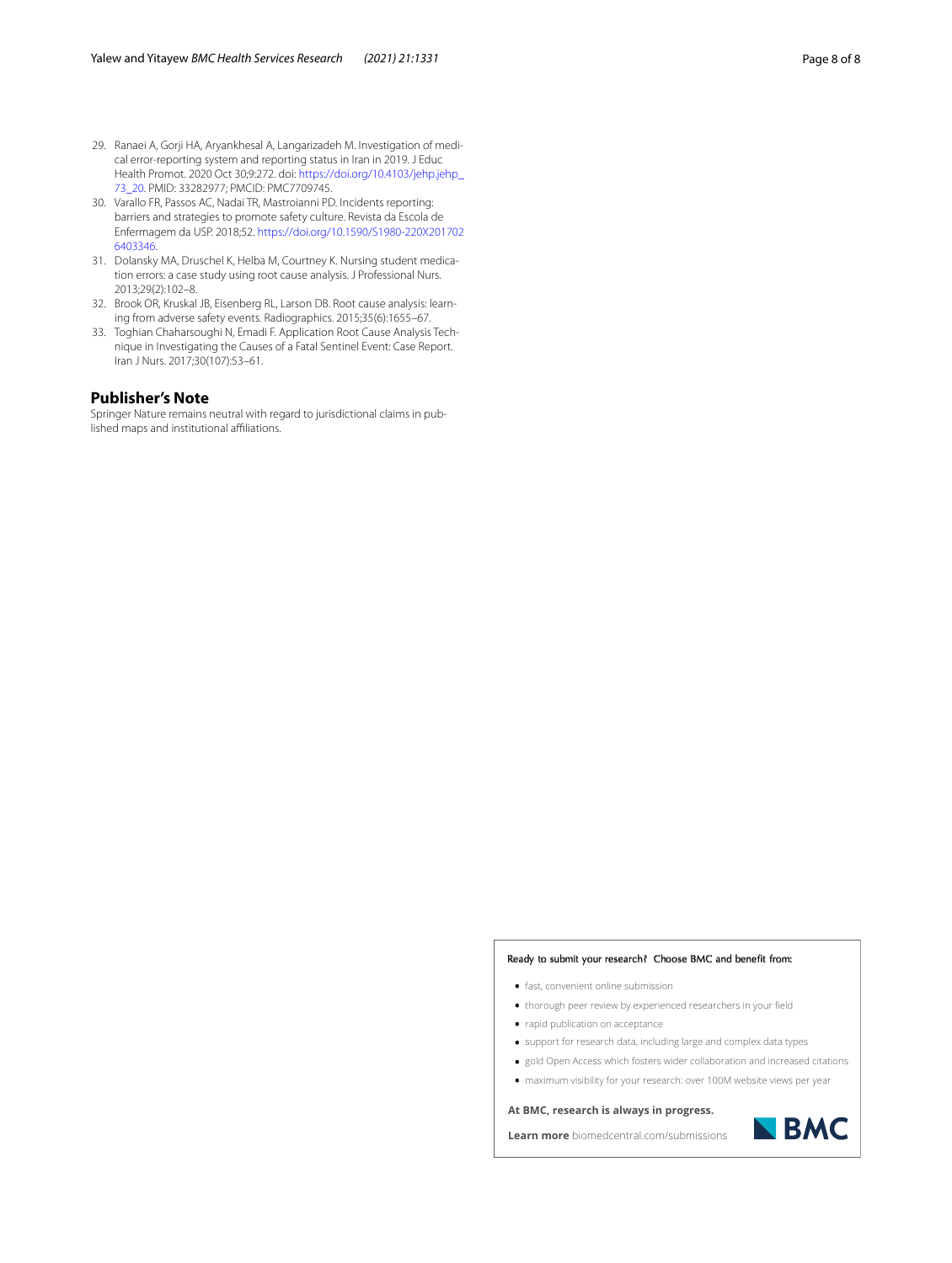29. Ranaei A, Gorji HA, Aryankhesal A, Langarizadeh M. Investigation of medical error-reporting system and reporting status in Iran in 2019. J Educ Health Promot. 2020 Oct 30;9:272. doi: https://doi.org/10.4103/jehp.jehp_73_20. PMID: 33282977; PMCID: PMC7709745.
30. Varallo FR, Passos AC, Nadai TR, Mastroianni PD. Incidents reporting: barriers and strategies to promote safety culture. Revista da Escola de Enfermagem da USP. 2018;52. https://doi.org/10.1590/S1980-220X2017026403346.
31. Dolansky MA, Druschel K, Helba M, Courtney K. Nursing student medication errors: a case study using root cause analysis. J Professional Nurs. 2013;29(2):102–8.
32. Brook OR, Kruskal JB, Eisenberg RL, Larson DB. Root cause analysis: learning from adverse safety events. Radiographics. 2015;35(6):1655–67.
33. Toghian Chaharsoughi N, Emadi F. Application Root Cause Analysis Technique in Investigating the Causes of a Fatal Sentinel Event: Case Report. Iran J Nurs. 2017;30(107):53–61.

## Publisher's Note

Springer Nature remains neutral with regard to jurisdictional claims in published maps and institutional affiliations.

Ready to submit your research? Choose BMC and benefit from:

- fast, convenient online submission
- thorough peer review by experienced researchers in your field
- rapid publication on acceptance
- support for research data, including large and complex data types
- gold Open Access which fosters wider collaboration and increased citations
- maximum visibility for your research: over 100M website views per year

**At BMC, research is always in progress.**

**Learn more** biomedcentral.com/submissions

BMC